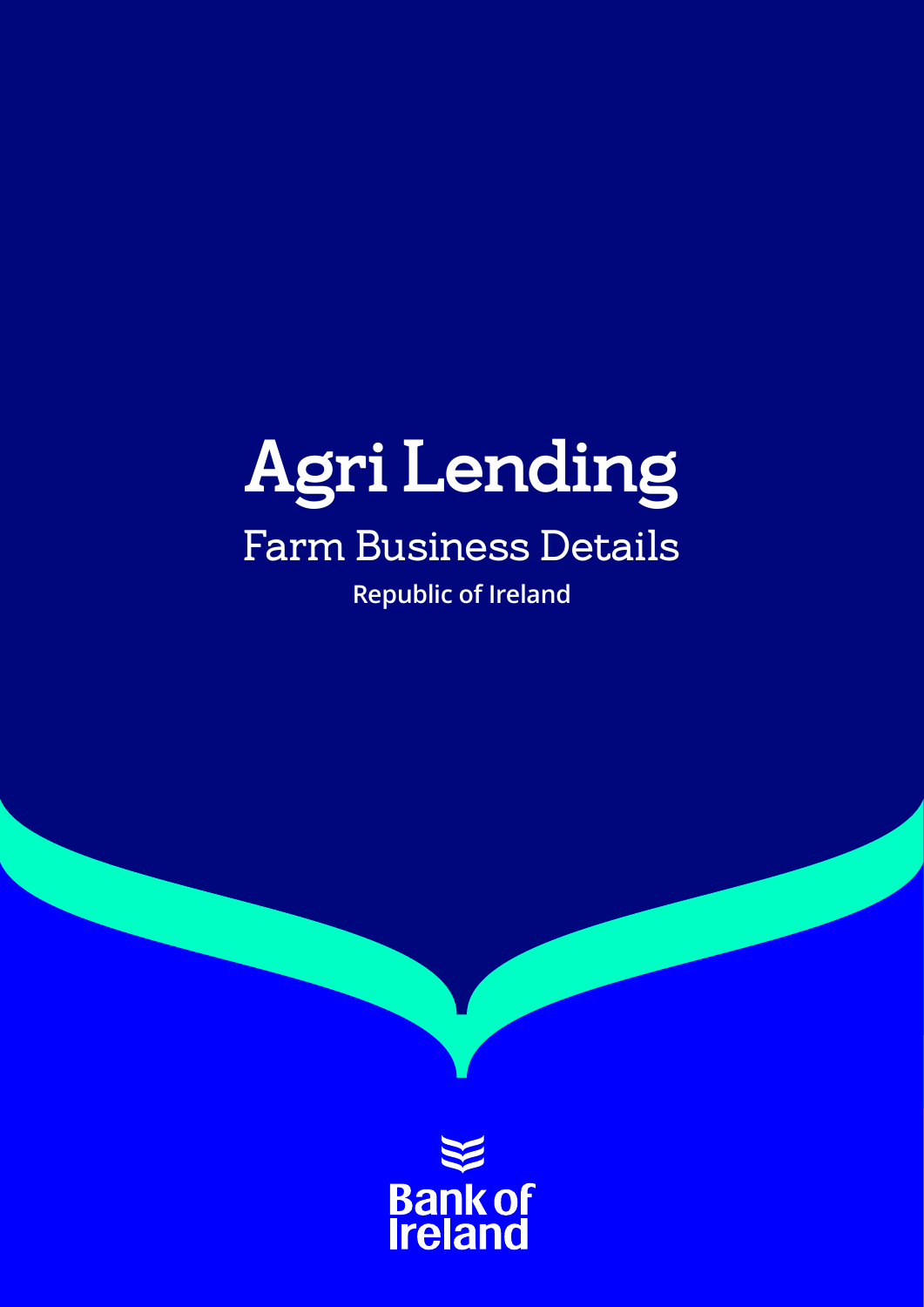# Agri Lending

## Farm Business Details

**Republic of Ireland**

Bank of Ireland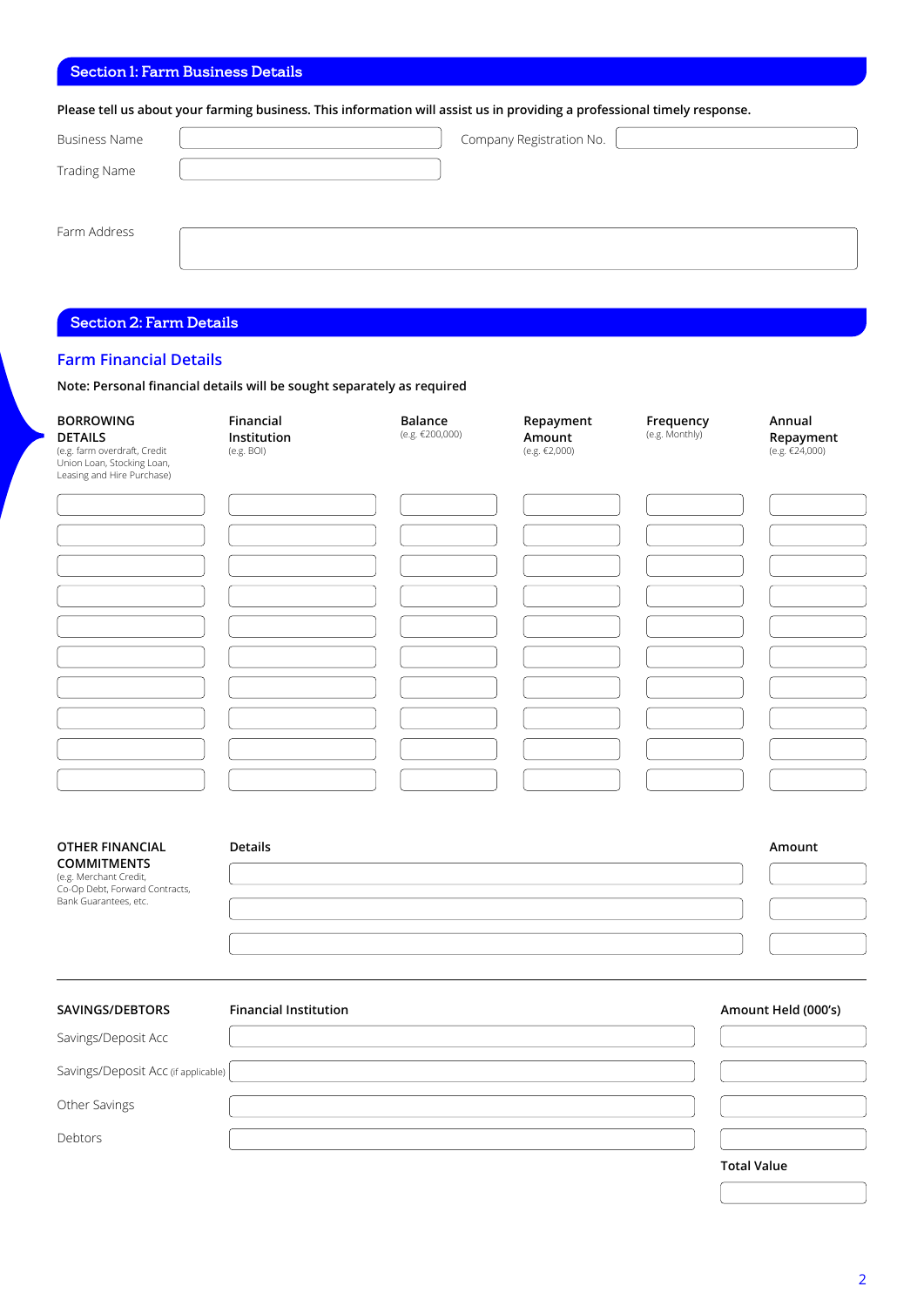## Section 1: Farm Business Details

**Please tell us about your farming business. This information will assist us in providing a professional timely response.**

| | | | |
|---|---|---|---|
| Business Name | | Company Registration No. | |
| Trading Name | | | |

Farm Address

## Section 2: Farm Details

### Farm Financial Details

**Note: Personal financial details will be sought separately as required**

| **BORROWING DETAILS** (e.g. farm overdraft, Credit Union Loan, Stocking Loan, Leasing and Hire Purchase) | **Financial Institution** (e.g. BOI) | **Balance** (e.g. €200,000) | **Repayment Amount** (e.g. €2,000) | **Frequency** (e.g. Monthly) | **Annual Repayment** (e.g. €24,000) |
|---|---|---|---|---|---|
| | | | | | |
| | | | | | |
| | | | | | |
| | | | | | |
| | | | | | |
| | | | | | |
| | | | | | |
| | | | | | |
| | | | | | |
| | | | | | |

| **OTHER FINANCIAL COMMITMENTS** (e.g. Merchant Credit, Co-Op Debt, Forward Contracts, Bank Guarantees, etc.) | **Details** | **Amount** |
|---|---|---|
| | | |
| | | |
| | | |

| **SAVINGS/DEBTORS** | **Financial Institution** | **Amount Held (000's)** |
|---|---|---|
| Savings/Deposit Acc | | |
| Savings/Deposit Acc (if applicable) | | |
| Other Savings | | |
| Debtors | | |
| | | **Total Value** |
| | | |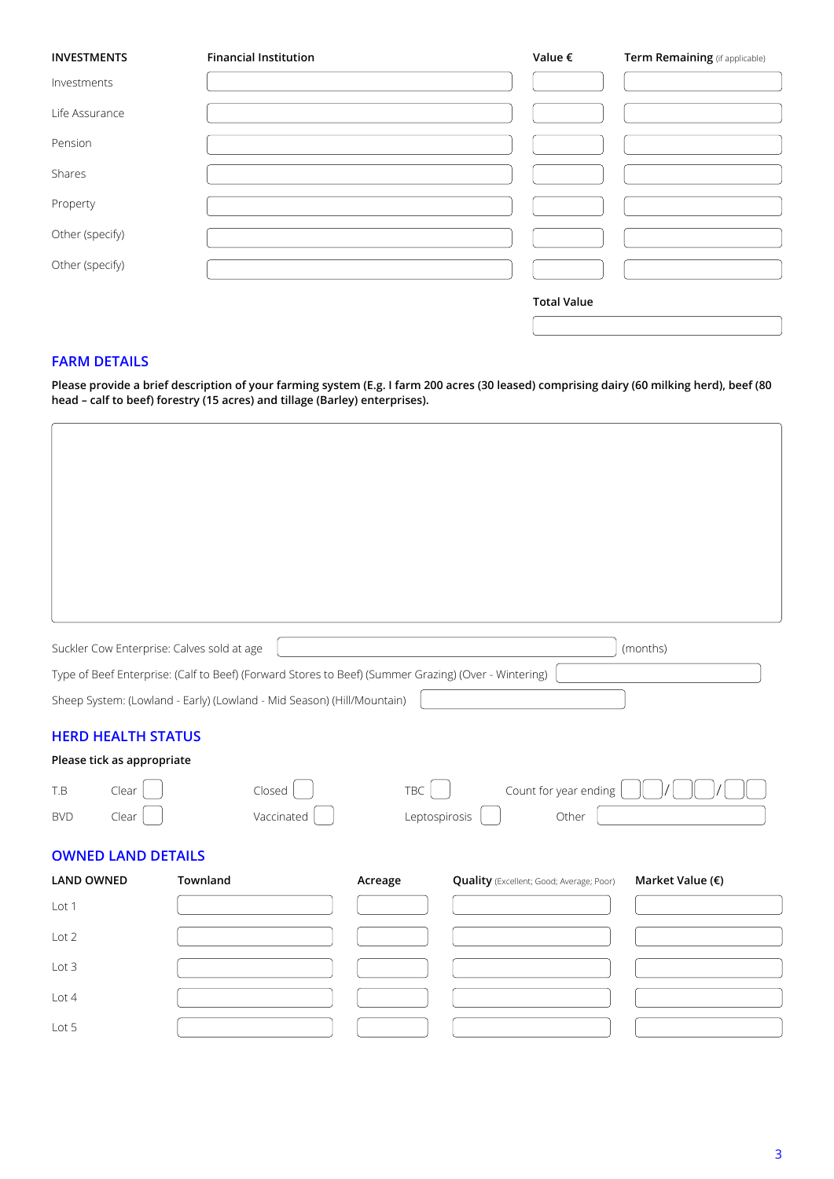| INVESTMENTS | Financial Institution | Value € | Term Remaining (if applicable) |
|---|---|---|---|
| Investments | | | |
| Life Assurance | | | |
| Pension | | | |
| Shares | | | |
| Property | | | |
| Other (specify) | | | |
| Other (specify) | | | |
| | | **Total Value** | |

## FARM DETAILS

**Please provide a brief description of your farming system (E.g. I farm 200 acres (30 leased) comprising dairy (60 milking herd), beef (80 head – calf to beef) forestry (15 acres) and tillage (Barley) enterprises).**

Suckler Cow Enterprise: Calves sold at age ______ (months)

Type of Beef Enterprise: (Calf to Beef) (Forward Stores to Beef) (Summer Grazing) (Over - Wintering) ______

Sheep System: (Lowland - Early) (Lowland - Mid Season) (Hill/Mountain) ______

## HERD HEALTH STATUS

**Please tick as appropriate**

| | | | | |
|---|---|---|---|---|
| T.B | Clear ☐ | Closed ☐ | TBC ☐ | Count for year ending ☐☐/☐☐/☐☐ |
| BVD | Clear ☐ | Vaccinated ☐ | Leptospirosis ☐ | Other ______ |

## OWNED LAND DETAILS

| LAND OWNED | Townland | Acreage | Quality (Excellent; Good; Average; Poor) | Market Value (€) |
|---|---|---|---|---|
| Lot 1 | | | | |
| Lot 2 | | | | |
| Lot 3 | | | | |
| Lot 4 | | | | |
| Lot 5 | | | | |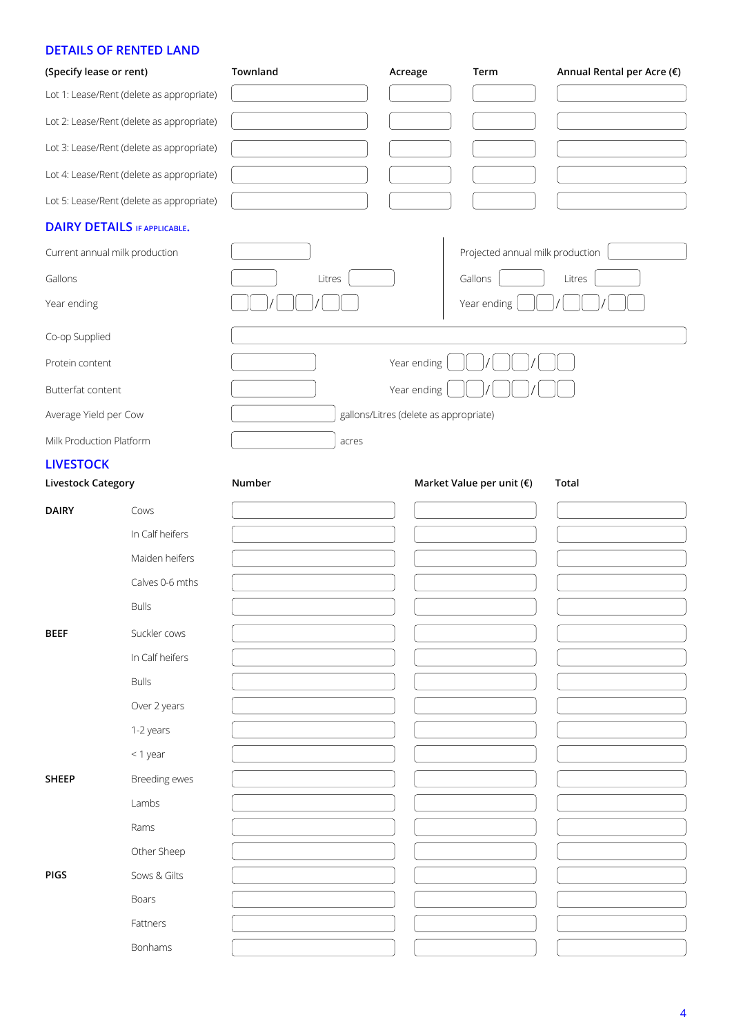## DETAILS OF RENTED LAND

| (Specify lease or rent) | Townland | Acreage | Term | Annual Rental per Acre (€) |
|---|---|---|---|---|
| Lot 1: Lease/Rent (delete as appropriate) | | | | |
| Lot 2: Lease/Rent (delete as appropriate) | | | | |
| Lot 3: Lease/Rent (delete as appropriate) | | | | |
| Lot 4: Lease/Rent (delete as appropriate) | | | | |
| Lot 5: Lease/Rent (delete as appropriate) | | | | |

## DAIRY DETAILS IF APPLICABLE.

| | | |
|---|---|---|
| Current annual milk production | | Projected annual milk production |
| Gallons | Litres | Gallons Litres |
| Year ending | __/__/__ | Year ending __/__/__ |

Co-op Supplied

Protein content Year ending __/__/__

Butterfat content Year ending __/__/__

Average Yield per Cow gallons/Litres (delete as appropriate)

Milk Production Platform acres

## LIVESTOCK

| Livestock Category | | Number | Market Value per unit (€) | Total |
|---|---|---|---|---|
| DAIRY | Cows | | | |
| | In Calf heifers | | | |
| | Maiden heifers | | | |
| | Calves 0-6 mths | | | |
| | Bulls | | | |
| BEEF | Suckler cows | | | |
| | In Calf heifers | | | |
| | Bulls | | | |
| | Over 2 years | | | |
| | 1-2 years | | | |
| | < 1 year | | | |
| SHEEP | Breeding ewes | | | |
| | Lambs | | | |
| | Rams | | | |
| | Other Sheep | | | |
| PIGS | Sows & Gilts | | | |
| | Boars | | | |
| | Fattners | | | |
| | Bonhams | | | |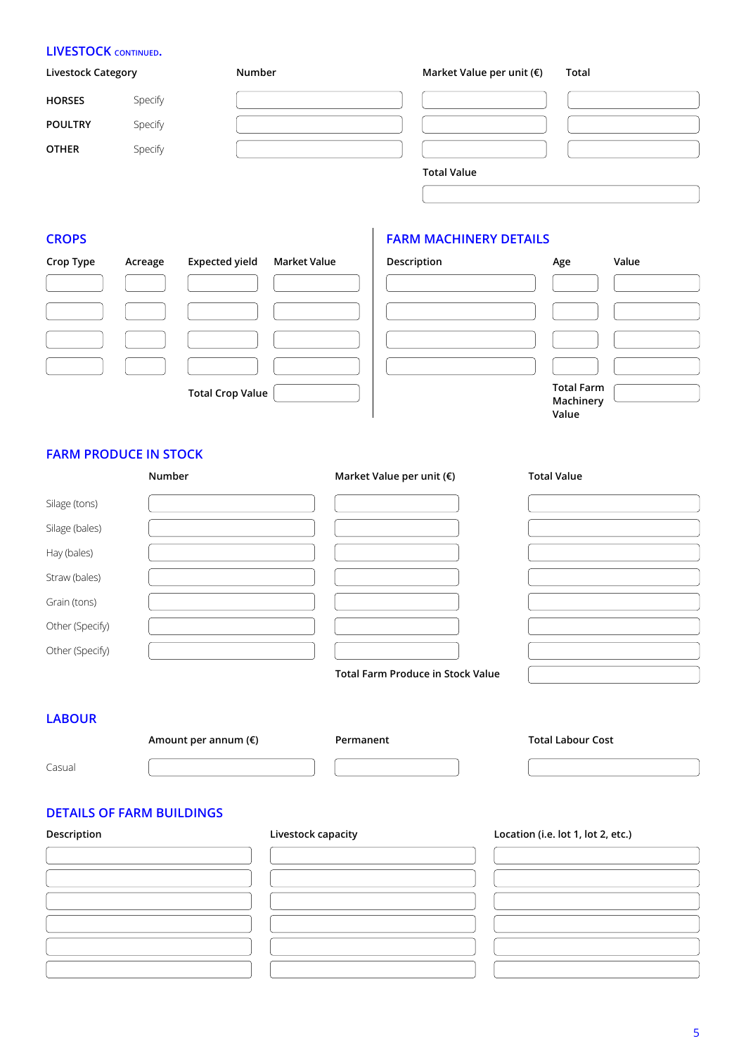## LIVESTOCK CONTINUED.

| Livestock Category | | Number | Market Value per unit (€) | Total |
|---|---|---|---|---|
| HORSES | Specify | | | |
| POULTRY | Specify | | | |
| OTHER | Specify | | | |
| | | | Total Value | |

## CROPS

| Crop Type | Acreage | Expected yield | Market Value |
|---|---|---|---|
| | | | |
| | | | |
| | | | |
| | | | |
| | | Total Crop Value | |

## FARM MACHINERY DETAILS

| Description | Age | Value |
|---|---|---|
| | | |
| | | |
| | | |
| | | |
| | Total Farm Machinery Value | |

## FARM PRODUCE IN STOCK

| | Number | Market Value per unit (€) | Total Value |
|---|---|---|---|
| Silage (tons) | | | |
| Silage (bales) | | | |
| Hay (bales) | | | |
| Straw (bales) | | | |
| Grain (tons) | | | |
| Other (Specify) | | | |
| Other (Specify) | | | |
| | | Total Farm Produce in Stock Value | |

## LABOUR

| | Amount per annum (€) | Permanent | Total Labour Cost |
|---|---|---|---|
| Casual | | | |

## DETAILS OF FARM BUILDINGS

| Description | Livestock capacity | Location (i.e. lot 1, lot 2, etc.) |
|---|---|---|
| | | |
| | | |
| | | |
| | | |
| | | |
| | | |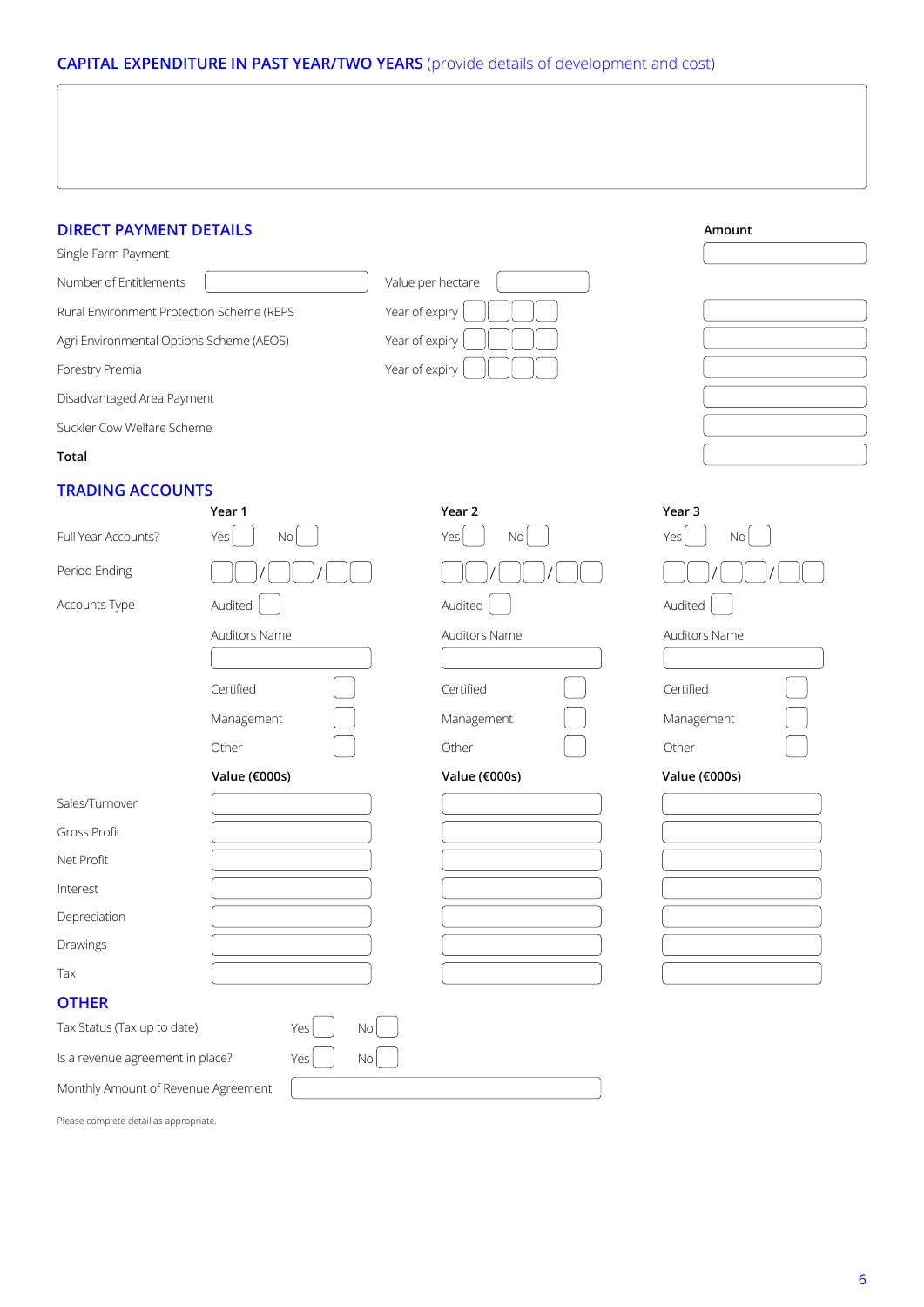## CAPITAL EXPENDITURE IN PAST YEAR/TWO YEARS (provide details of development and cost)

| |
|---|
| |

## DIRECT PAYMENT DETAILS

| | | | Amount |
|---|---|---|---|
| Single Farm Payment | | | |
| Number of Entitlements | | Value per hectare | |
| Rural Environment Protection Scheme (REPS | | Year of expiry | |
| Agri Environmental Options Scheme (AEOS) | | Year of expiry | |
| Forestry Premia | | Year of expiry | |
| Disadvantaged Area Payment | | | |
| Suckler Cow Welfare Scheme | | | |
| **Total** | | | |

## TRADING ACCOUNTS

| | Year 1 | Year 2 | Year 3 |
|---|---|---|---|
| Full Year Accounts? | Yes ☐ No ☐ | Yes ☐ No ☐ | Yes ☐ No ☐ |
| Period Ending | ☐☐/☐☐/☐☐ | ☐☐/☐☐/☐☐ | ☐☐/☐☐/☐☐ |
| Accounts Type | Audited ☐ | Audited ☐ | Audited ☐ |
| | Auditors Name | Auditors Name | Auditors Name |
| | Certified ☐ | Certified ☐ | Certified ☐ |
| | Management ☐ | Management ☐ | Management ☐ |
| | Other ☐ | Other ☐ | Other ☐ |
| | **Value (€000s)** | **Value (€000s)** | **Value (€000s)** |
| Sales/Turnover | | | |
| Gross Profit | | | |
| Net Profit | | | |
| Interest | | | |
| Depreciation | | | |
| Drawings | | | |
| Tax | | | |

## OTHER

Tax Status (Tax up to date) Yes ☐ No ☐

Is a revenue agreement in place? Yes ☐ No ☐

Monthly Amount of Revenue Agreement

Please complete detail as appropriate.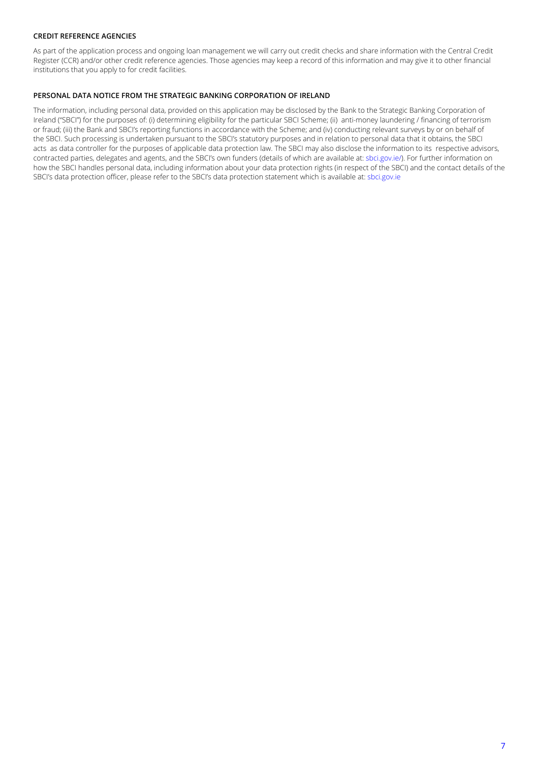## CREDIT REFERENCE AGENCIES

As part of the application process and ongoing loan management we will carry out credit checks and share information with the Central Credit Register (CCR) and/or other credit reference agencies. Those agencies may keep a record of this information and may give it to other financial institutions that you apply to for credit facilities.

## PERSONAL DATA NOTICE FROM THE STRATEGIC BANKING CORPORATION OF IRELAND

The information, including personal data, provided on this application may be disclosed by the Bank to the Strategic Banking Corporation of Ireland ("SBCI") for the purposes of: (i) determining eligibility for the particular SBCI Scheme; (ii) anti-money laundering / financing of terrorism or fraud; (iii) the Bank and SBCI's reporting functions in accordance with the Scheme; and (iv) conducting relevant surveys by or on behalf of the SBCI. Such processing is undertaken pursuant to the SBCI's statutory purposes and in relation to personal data that it obtains, the SBCI acts as data controller for the purposes of applicable data protection law. The SBCI may also disclose the information to its respective advisors, contracted parties, delegates and agents, and the SBCI's own funders (details of which are available at: sbci.gov.ie/). For further information on how the SBCI handles personal data, including information about your data protection rights (in respect of the SBCI) and the contact details of the SBCI's data protection officer, please refer to the SBCI's data protection statement which is available at: sbci.gov.ie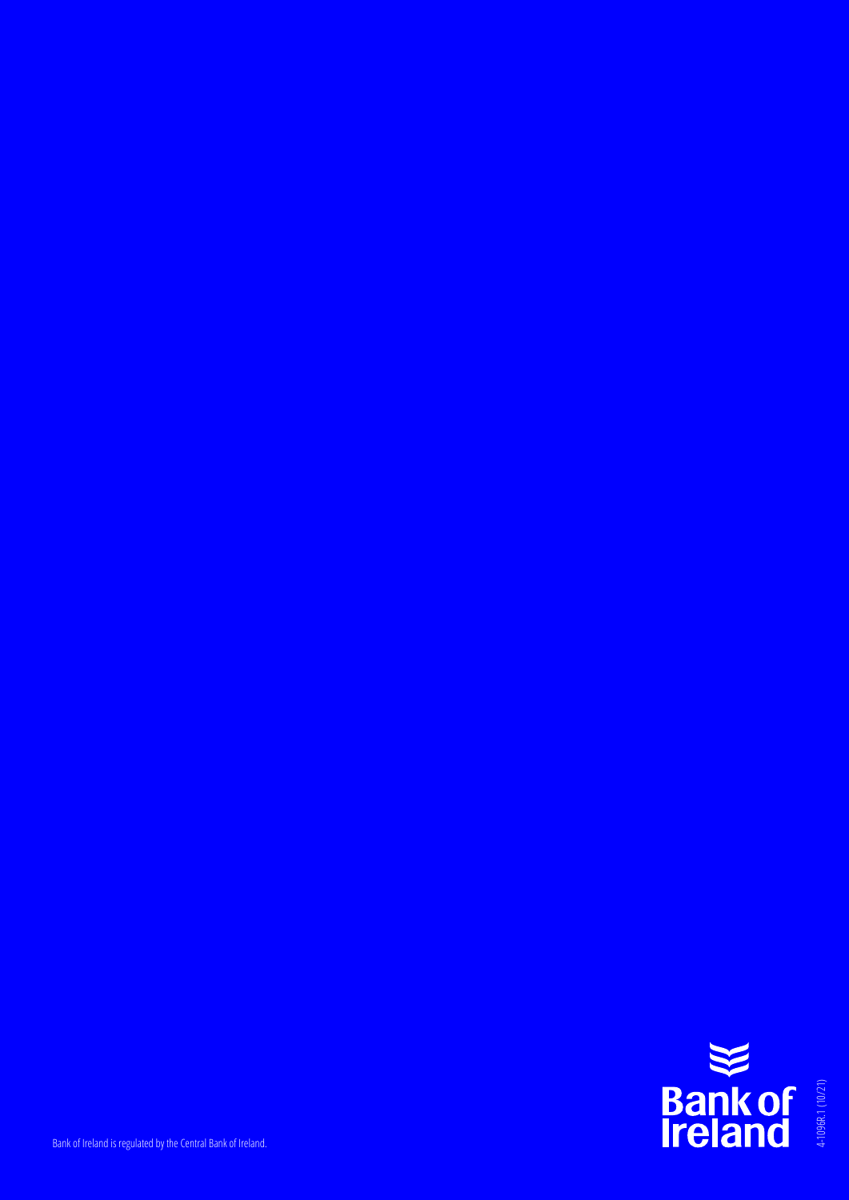Bank of Ireland is regulated by the Central Bank of Ireland.

Bank of Ireland

4-1096R.1 (10/21)